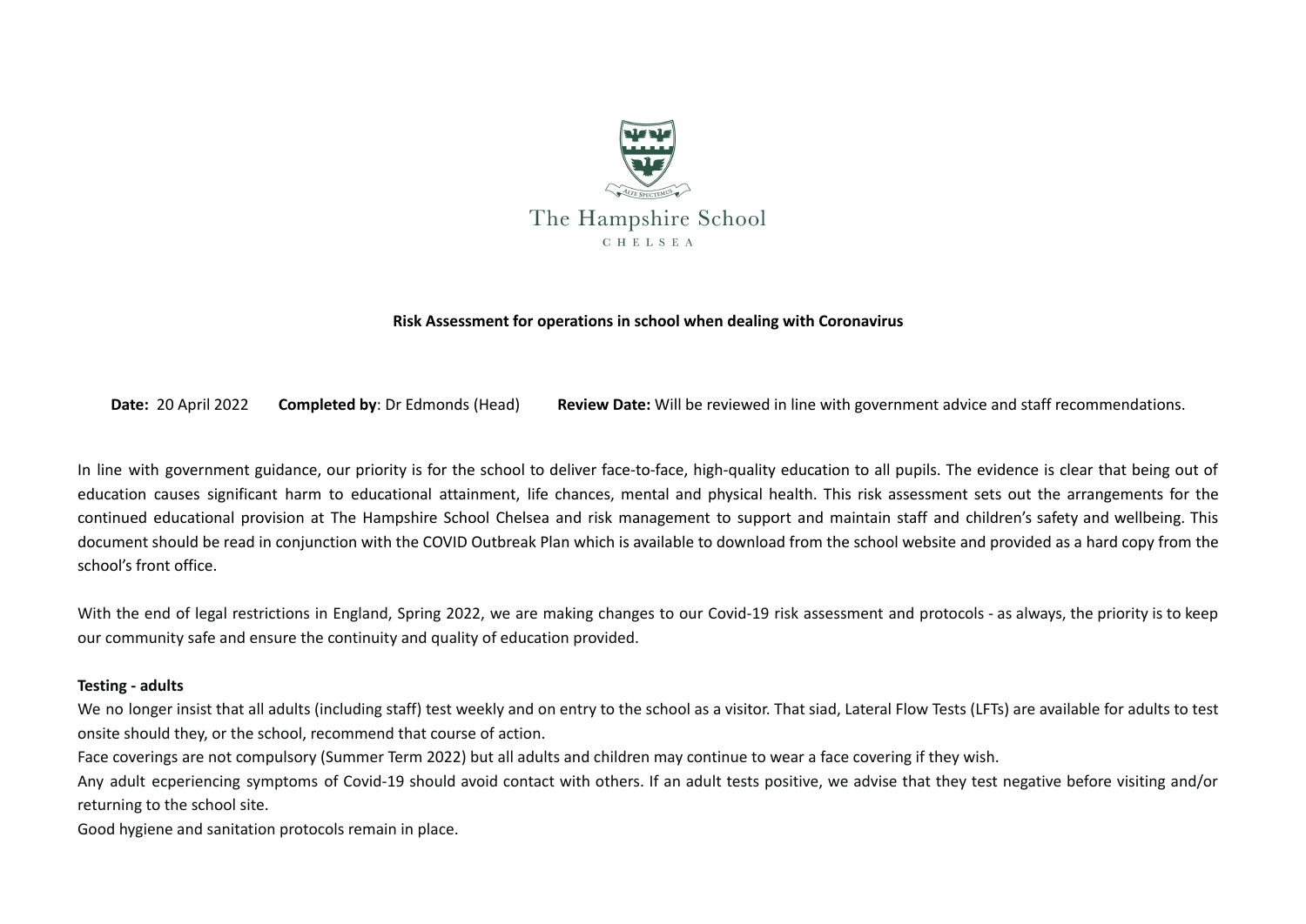The Hampshire School

CHELSEA

**Risk Assessment for operations in school when dealing with Coronavirus**

**Date:** 20 April 2022 **Completed by**: Dr Edmonds (Head) **Review Date:** Will be reviewed in line with government advice and staff recommendations.

In line with government guidance, our priority is for the school to deliver face-to-face, high-quality education to all pupils. The evidence is clear that being out of education causes significant harm to educational attainment, life chances, mental and physical health. This risk assessment sets out the arrangements for the continued educational provision at The Hampshire School Chelsea and risk management to support and maintain staff and children's safety and wellbeing. This document should be read in conjunction with the COVID Outbreak Plan which is available to download from the school website and provided as a hard copy from the school's front office.

With the end of legal restrictions in England, Spring 2022, we are making changes to our Covid-19 risk assessment and protocols - as always, the priority is to keep our community safe and ensure the continuity and quality of education provided.

**Testing - adults**

We no longer insist that all adults (including staff) test weekly and on entry to the school as a visitor. That siad, Lateral Flow Tests (LFTs) are available for adults to test onsite should they, or the school, recommend that course of action.

Face coverings are not compulsory (Summer Term 2022) but all adults and children may continue to wear a face covering if they wish.

Any adult ecperiencing symptoms of Covid-19 should avoid contact with others. If an adult tests positive, we advise that they test negative before visiting and/or returning to the school site.

Good hygiene and sanitation protocols remain in place.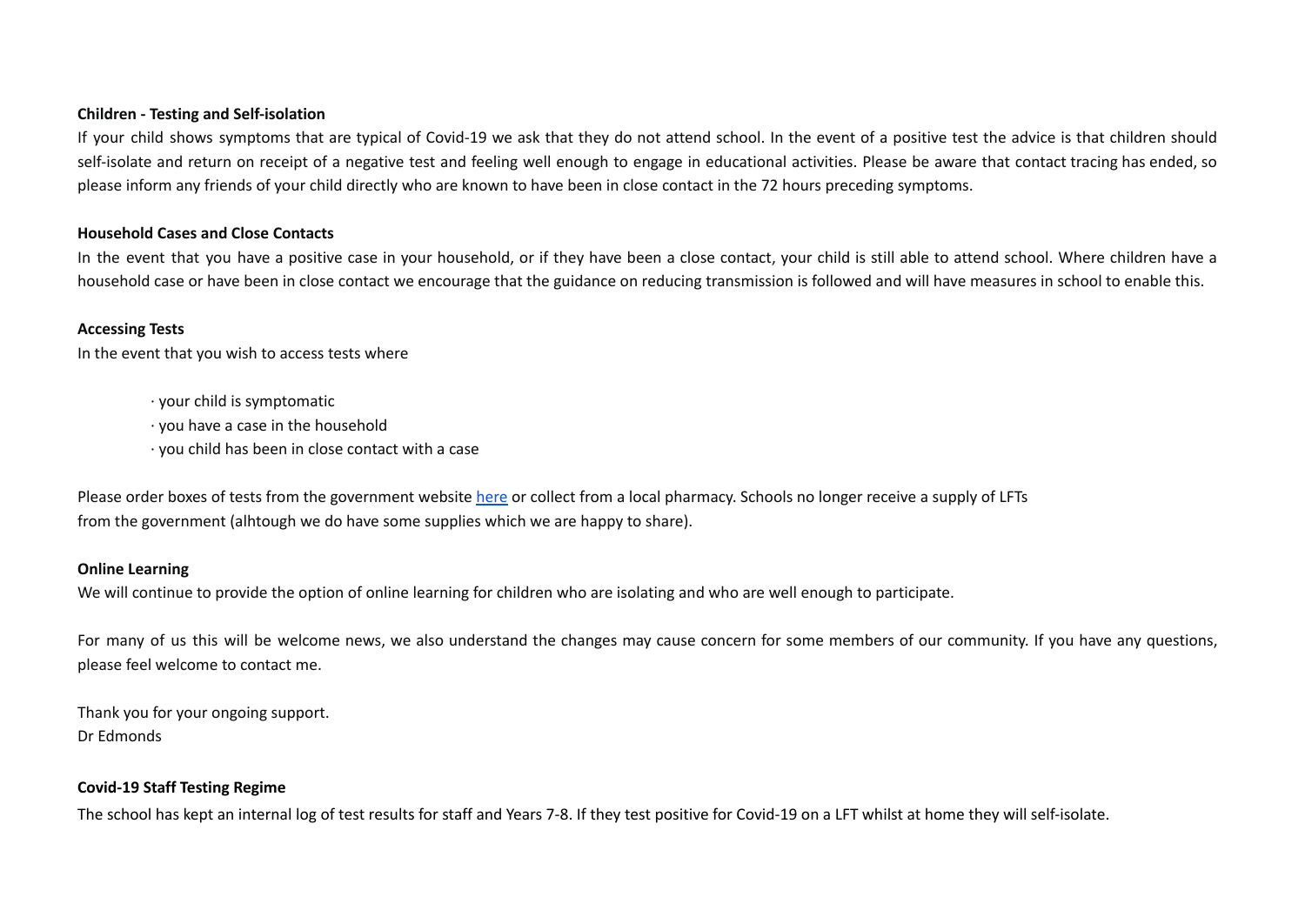**Children - Testing and Self-isolation**

If your child shows symptoms that are typical of Covid-19 we ask that they do not attend school. In the event of a positive test the advice is that children should self-isolate and return on receipt of a negative test and feeling well enough to engage in educational activities. Please be aware that contact tracing has ended, so please inform any friends of your child directly who are known to have been in close contact in the 72 hours preceding symptoms.

**Household Cases and Close Contacts**

In the event that you have a positive case in your household, or if they have been a close contact, your child is still able to attend school. Where children have a household case or have been in close contact we encourage that the guidance on reducing transmission is followed and will have measures in school to enable this.

**Accessing Tests**

In the event that you wish to access tests where

- your child is symptomatic
- you have a case in the household
- you child has been in close contact with a case

Please order boxes of tests from the government website here or collect from a local pharmacy. Schools no longer receive a supply of LFTs from the government (alhtough we do have some supplies which we are happy to share).

**Online Learning**

We will continue to provide the option of online learning for children who are isolating and who are well enough to participate.

For many of us this will be welcome news, we also understand the changes may cause concern for some members of our community. If you have any questions, please feel welcome to contact me.

Thank you for your ongoing support.
Dr Edmonds

**Covid-19 Staff Testing Regime**

The school has kept an internal log of test results for staff and Years 7-8. If they test positive for Covid-19 on a LFT whilst at home they will self-isolate.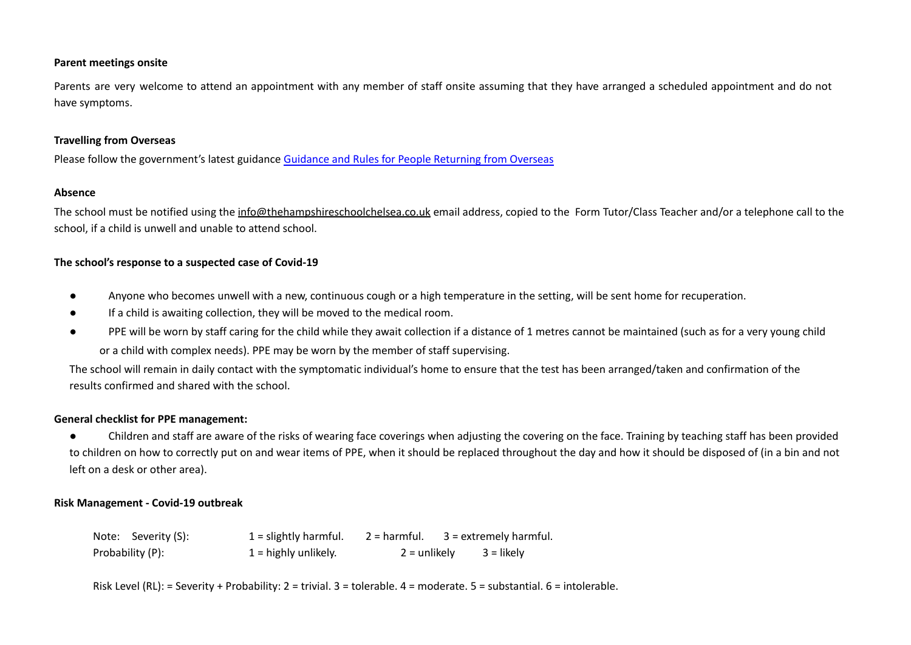**Parent meetings onsite**

Parents are very welcome to attend an appointment with any member of staff onsite assuming that they have arranged a scheduled appointment and do not have symptoms.

**Travelling from Overseas**

Please follow the government's latest guidance [Guidance and Rules for People Returning from Overseas]

**Absence**

The school must be notified using the info@thehampshireschoolchelsea.co.uk email address, copied to the Form Tutor/Class Teacher and/or a telephone call to the school, if a child is unwell and unable to attend school.

**The school's response to a suspected case of Covid-19**

- Anyone who becomes unwell with a new, continuous cough or a high temperature in the setting, will be sent home for recuperation.
- If a child is awaiting collection, they will be moved to the medical room.
- PPE will be worn by staff caring for the child while they await collection if a distance of 1 metres cannot be maintained (such as for a very young child or a child with complex needs). PPE may be worn by the member of staff supervising.

The school will remain in daily contact with the symptomatic individual's home to ensure that the test has been arranged/taken and confirmation of the results confirmed and shared with the school.

**General checklist for PPE management:**

- Children and staff are aware of the risks of wearing face coverings when adjusting the covering on the face. Training by teaching staff has been provided to children on how to correctly put on and wear items of PPE, when it should be replaced throughout the day and how it should be disposed of (in a bin and not left on a desk or other area).

**Risk Management - Covid-19 outbreak**

Note: Severity (S): 1 = slightly harmful. 2 = harmful. 3 = extremely harmful.
Probability (P): 1 = highly unlikely. 2 = unlikely 3 = likely

Risk Level (RL): = Severity + Probability: 2 = trivial. 3 = tolerable. 4 = moderate. 5 = substantial. 6 = intolerable.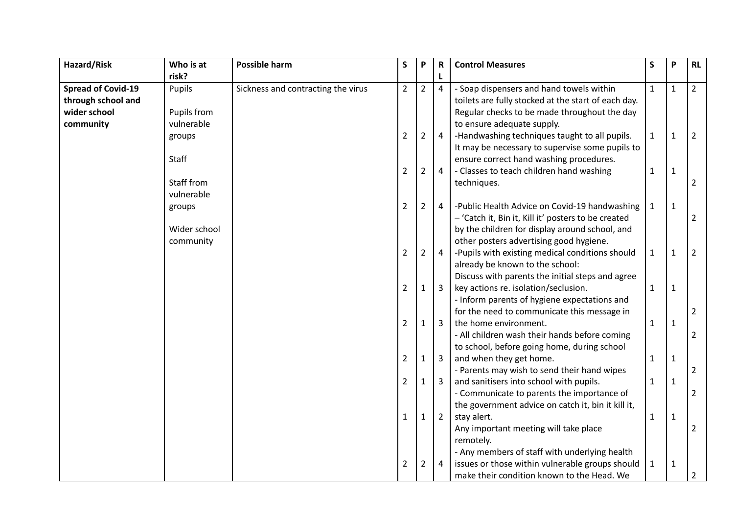| Hazard/Risk | Who is at risk? | Possible harm | S | P | RL | Control Measures | S | P | RL |
|---|---|---|---|---|---|---|---|---|---|
| **Spread of Covid-19 through school and wider school community** | Pupils<br><br>Pupils from vulnerable groups<br><br>Staff<br><br>Staff from vulnerable groups<br><br>Wider school community | Sickness and contracting the virus | 2 | 2 | 4 | - Soap dispensers and hand towels within toilets are fully stocked at the start of each day. Regular checks to be made throughout the day to ensure adequate supply. | 1 | 1 | 2 |
| | | | 2 | 2 | 4 | -Handwashing techniques taught to all pupils. It may be necessary to supervise some pupils to ensure correct hand washing procedures. | 1 | 1 | 2 |
| | | | 2 | 2 | 4 | - Classes to teach children hand washing techniques. | 1 | 1 | 2 |
| | | | 2 | 2 | 4 | -Public Health Advice on Covid-19 handwashing – 'Catch it, Bin it, Kill it' posters to be created by the children for display around school, and other posters advertising good hygiene. | 1 | 1 | 2 |
| | | | 2 | 2 | 4 | -Pupils with existing medical conditions should already be known to the school:<br>Discuss with parents the initial steps and agree key actions re. isolation/seclusion. | 1 | 1 | 2 |
| | | | 2 | 1 | 3 | - Inform parents of hygiene expectations and for the need to communicate this message in the home environment. | 1 | 1 | 2 |
| | | | 2 | 1 | 3 | - All children wash their hands before coming to school, before going home, during school and when they get home. | 1 | 1 | 2 |
| | | | 2 | 1 | 3 | - Parents may wish to send their hand wipes and sanitisers into school with pupils. | 1 | 1 | 2 |
| | | | 2 | 1 | 3 | - Communicate to parents the importance of the government advice on catch it, bin it kill it, stay alert. | 1 | 1 | 2 |
| | | | 1 | 1 | 2 | Any important meeting will take place remotely. | 1 | 1 | 2 |
| | | | 2 | 2 | 4 | - Any members of staff with underlying health issues or those within vulnerable groups should make their condition known to the Head. We | 1 | 1 | 2 |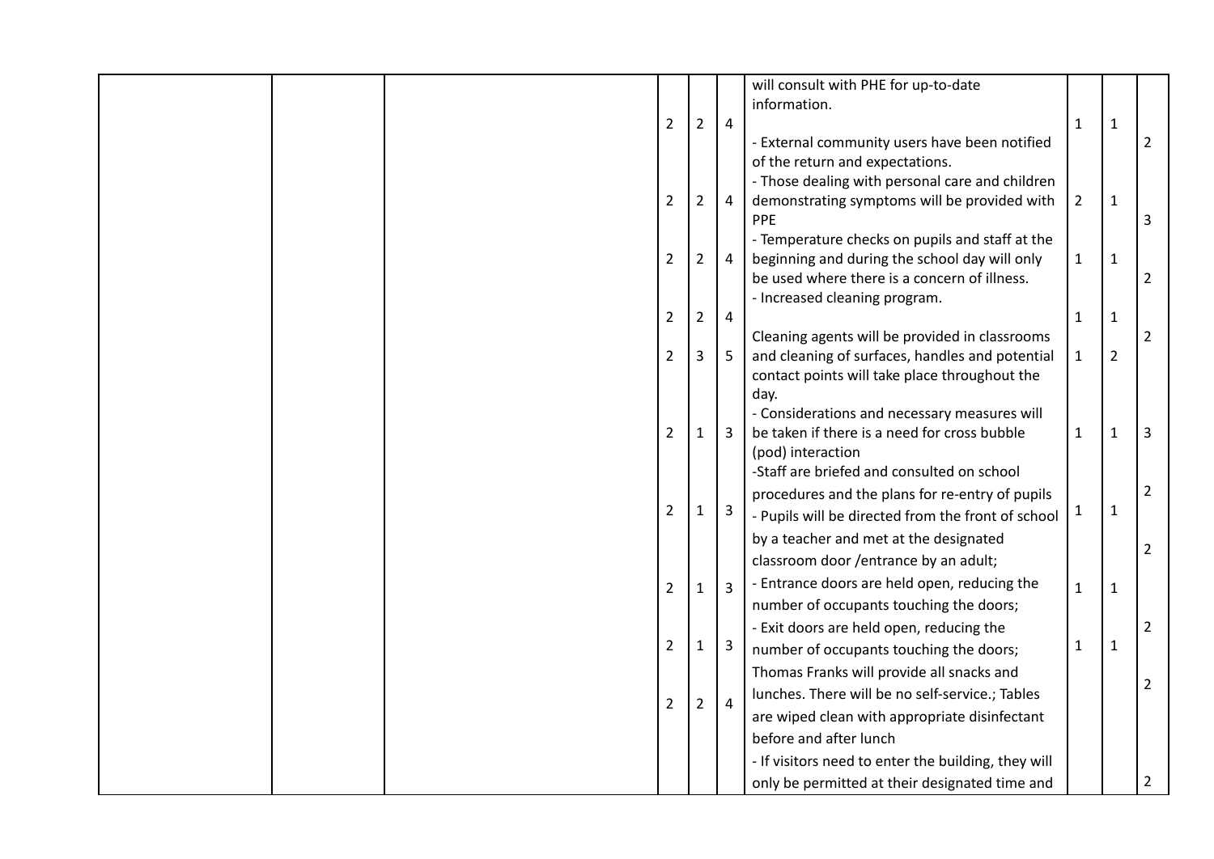| | | | | | | | | | |
|---|---|---|---|---|---|---|---|---|---|
| | | | | | | will consult with PHE for up-to-date information. | | | |
| | | | 2 | 2 | 4 | - External community users have been notified of the return and expectations. | 1 | 1 | 2 |
| | | | 2 | 2 | 4 | - Those dealing with personal care and children demonstrating symptoms will be provided with PPE | 2 | 1 | 3 |
| | | | 2 | 2 | 4 | - Temperature checks on pupils and staff at the beginning and during the school day will only be used where there is a concern of illness. | 1 | 1 | 2 |
| | | | 2 | 2 | 4 | - Increased cleaning program. | 1 | 1 | 2 |
| | | | 2 | 3 | 5 | Cleaning agents will be provided in classrooms and cleaning of surfaces, handles and potential contact points will take place throughout the day. | 1 | 2 | |
| | | | 2 | 1 | 3 | - Considerations and necessary measures will be taken if there is a need for cross bubble (pod) interaction | 1 | 1 | 3 |
| | | | | | | -Staff are briefed and consulted on school procedures and the plans for re-entry of pupils | | | 2 |
| | | | 2 | 1 | 3 | - Pupils will be directed from the front of school by a teacher and met at the designated classroom door /entrance by an adult; | 1 | 1 | 2 |
| | | | 2 | 1 | 3 | - Entrance doors are held open, reducing the number of occupants touching the doors; | 1 | 1 | 2 |
| | | | 2 | 1 | 3 | - Exit doors are held open, reducing the number of occupants touching the doors; | 1 | 1 | |
| | | | 2 | 2 | 4 | Thomas Franks will provide all snacks and lunches. There will be no self-service.; Tables are wiped clean with appropriate disinfectant before and after lunch | | | 2 |
| | | | | | | - If visitors need to enter the building, they will only be permitted at their designated time and | | | 2 |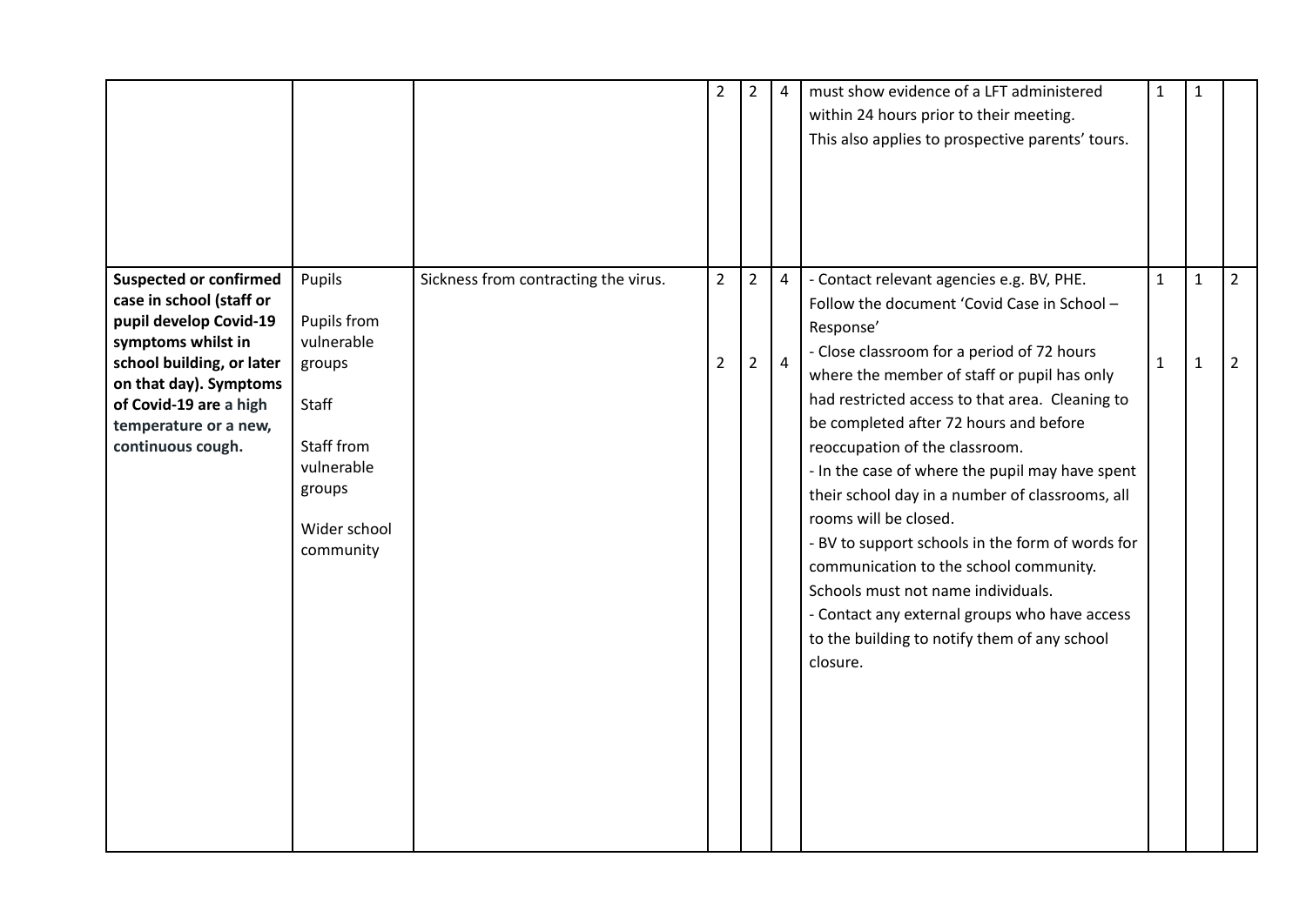|  |  |  |  |  |  |  |  |  |  |
|---|---|---|---|---|---|---|---|---|---|
|  |  |  | 2 | 2 | 4 | must show evidence of a LFT administered within 24 hours prior to their meeting.<br>This also applies to prospective parents' tours. | 1 | 1 |  |
| **Suspected or confirmed case in school (staff or pupil develop Covid-19 symptoms whilst in school building, or later on that day). Symptoms of Covid-19 are a high temperature or a new, continuous cough.** | Pupils<br><br>Pupils from vulnerable groups<br><br>Staff<br><br>Staff from vulnerable groups<br><br>Wider school community | Sickness from contracting the virus. | 2<br><br>2 | 2<br><br>2 | 4<br><br>4 | - Contact relevant agencies e.g. BV, PHE. Follow the document 'Covid Case in School – Response'<br>- Close classroom for a period of 72 hours where the member of staff or pupil has only had restricted access to that area. Cleaning to be completed after 72 hours and before reoccupation of the classroom.<br>- In the case of where the pupil may have spent their school day in a number of classrooms, all rooms will be closed.<br>- BV to support schools in the form of words for communication to the school community. Schools must not name individuals.<br>- Contact any external groups who have access to the building to notify them of any school closure. | 1<br><br>1 | 1<br><br>1 | 2<br><br>2 |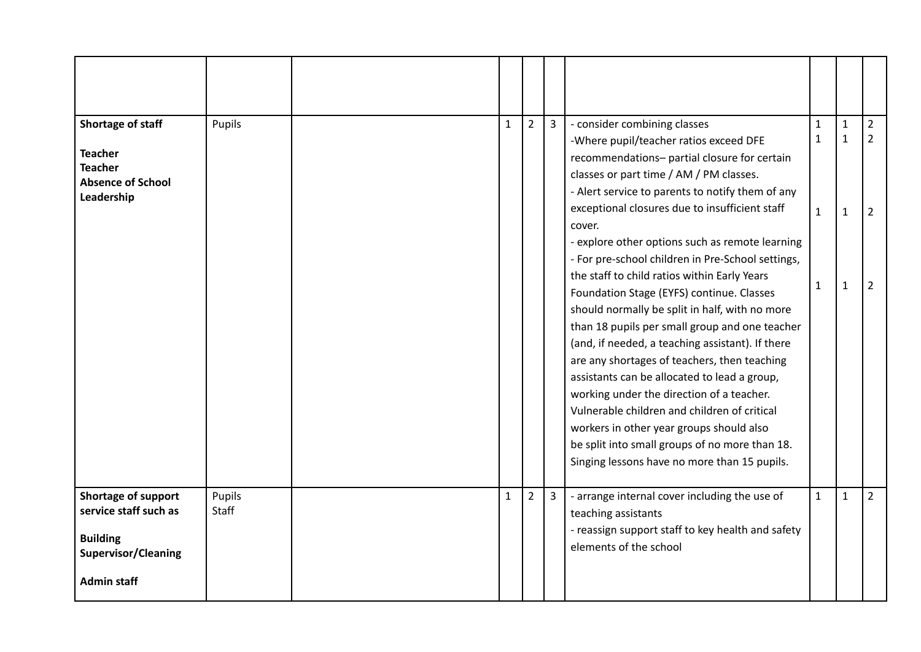| | | | | | | | | | |
|---|---|---|---|---|---|---|---|---|---|
| **Shortage of staff**<br><br>**Teacher**<br>**Teacher**<br>**Absence of School Leadership** | Pupils | | 1 | 2 | 3 | - consider combining classes<br>-Where pupil/teacher ratios exceed DFE recommendations– partial closure for certain classes or part time / AM / PM classes.<br>- Alert service to parents to notify them of any exceptional closures due to insufficient staff cover.<br>- explore other options such as remote learning<br>- For pre-school children in Pre-School settings, the staff to child ratios within Early Years Foundation Stage (EYFS) continue. Classes should normally be split in half, with no more than 18 pupils per small group and one teacher (and, if needed, a teaching assistant). If there are any shortages of teachers, then teaching assistants can be allocated to lead a group, working under the direction of a teacher. Vulnerable children and children of critical workers in other year groups should also be split into small groups of no more than 18. Singing lessons have no more than 15 pupils. | 1<br>1<br><br>1<br><br>1 | 1<br>1<br><br>1<br><br>1 | 2<br>2<br><br>2<br><br>2 |
| **Shortage of support service staff such as**<br><br>**Building Supervisor/Cleaning**<br><br>**Admin staff** | Pupils<br>Staff | | 1 | 2 | 3 | - arrange internal cover including the use of teaching assistants<br>- reassign support staff to key health and safety elements of the school | 1 | 1 | 2 |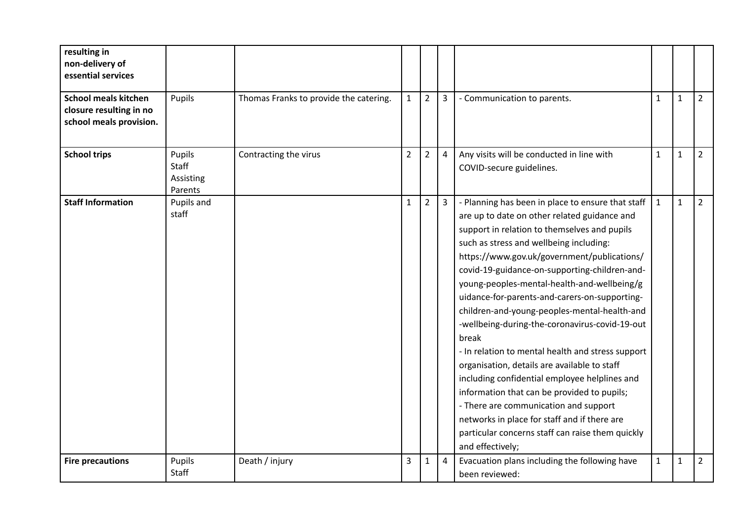| | | | | | | | | | |
|---|---|---|---|---|---|---|---|---|---|
| **resulting in non-delivery of essential services** | | | | | | | | | |
| **School meals kitchen closure resulting in no school meals provision.** | Pupils | Thomas Franks to provide the catering. | 1 | 2 | 3 | - Communication to parents. | 1 | 1 | 2 |
| **School trips** | Pupils<br>Staff<br>Assisting Parents | Contracting the virus | 2 | 2 | 4 | Any visits will be conducted in line with COVID-secure guidelines. | 1 | 1 | 2 |
| **Staff Information** | Pupils and staff | | 1 | 2 | 3 | - Planning has been in place to ensure that staff are up to date on other related guidance and support in relation to themselves and pupils such as stress and wellbeing including: https://www.gov.uk/government/publications/covid-19-guidance-on-supporting-children-and-young-peoples-mental-health-and-wellbeing/guidance-for-parents-and-carers-on-supporting-children-and-young-peoples-mental-health-and-wellbeing-during-the-coronavirus-covid-19-outbreak<br>- In relation to mental health and stress support organisation, details are available to staff including confidential employee helplines and information that can be provided to pupils;<br>- There are communication and support networks in place for staff and if there are particular concerns staff can raise them quickly and effectively; | 1 | 1 | 2 |
| **Fire precautions** | Pupils<br>Staff | Death / injury | 3 | 1 | 4 | Evacuation plans including the following have been reviewed: | 1 | 1 | 2 |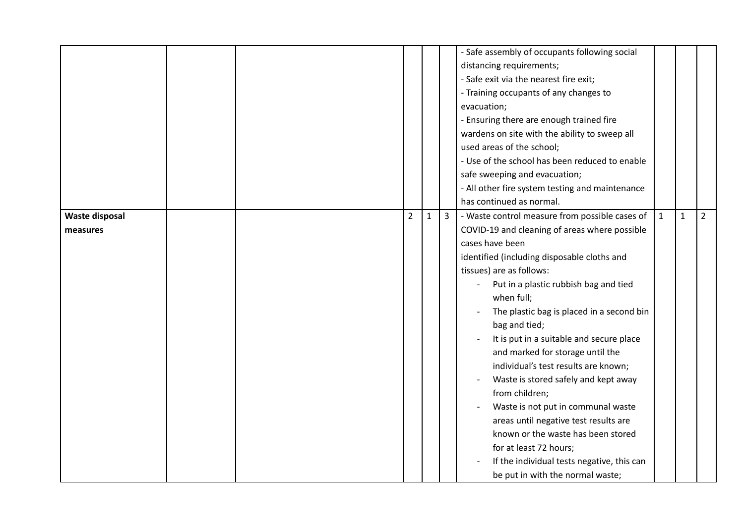|  |  |  |  |  |  |  |  |  |  |
|---|---|---|---|---|---|---|---|---|---|
|  |  |  |  |  |  | - Safe assembly of occupants following social distancing requirements;<br>- Safe exit via the nearest fire exit;<br>- Training occupants of any changes to evacuation;<br>- Ensuring there are enough trained fire wardens on site with the ability to sweep all used areas of the school;<br>- Use of the school has been reduced to enable safe sweeping and evacuation;<br>- All other fire system testing and maintenance has continued as normal. |  |  |  |
| **Waste disposal measures** |  |  | 2 | 1 | 3 | - Waste control measure from possible cases of COVID-19 and cleaning of areas where possible cases have been identified (including disposable cloths and tissues) are as follows:<br>- Put in a plastic rubbish bag and tied when full;<br>- The plastic bag is placed in a second bin bag and tied;<br>- It is put in a suitable and secure place and marked for storage until the individual's test results are known;<br>- Waste is stored safely and kept away from children;<br>- Waste is not put in communal waste areas until negative test results are known or the waste has been stored for at least 72 hours;<br>- If the individual tests negative, this can be put in with the normal waste; | 1 | 1 | 2 |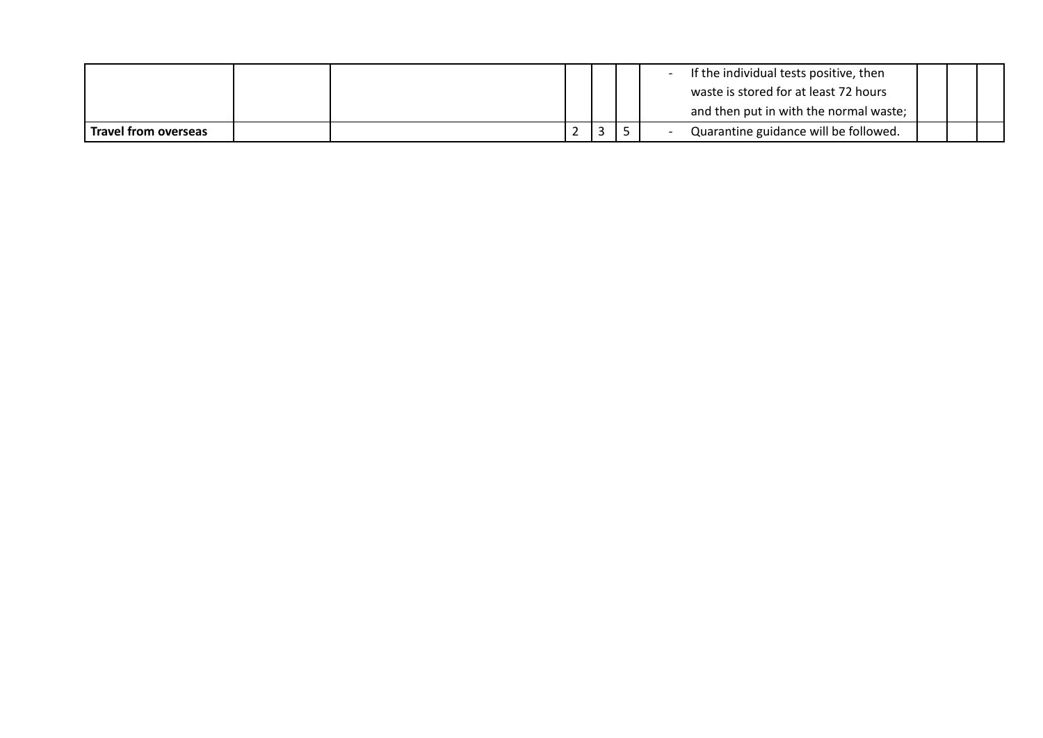| | | | | | | | | | |
|---|---|---|---|---|---|---|---|---|---|
| | | | | | | - If the individual tests positive, then waste is stored for at least 72 hours and then put in with the normal waste; | | | |
| **Travel from overseas** | | | 2 | 3 | 5 | - Quarantine guidance will be followed. | | | |